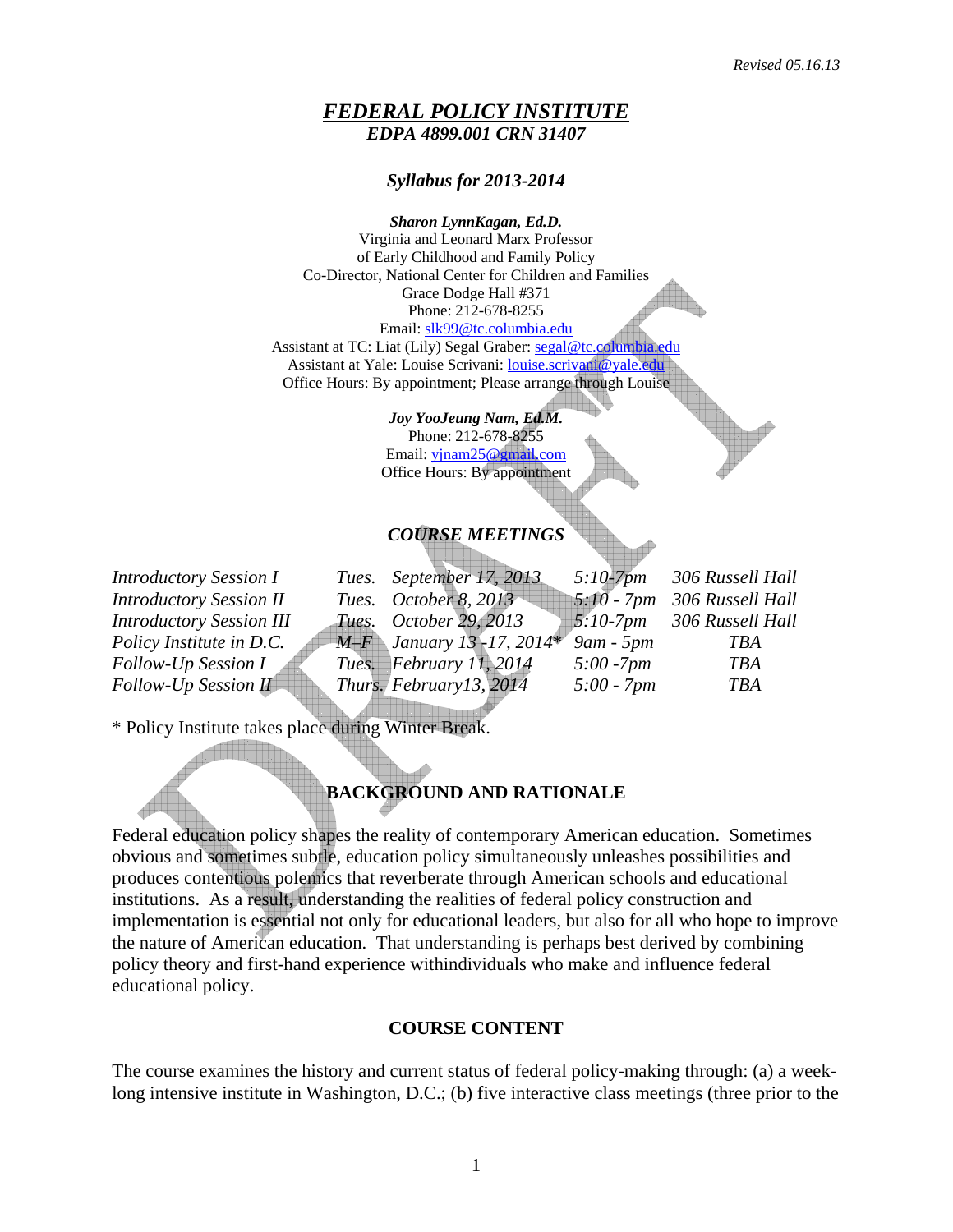*Revised 05.16.13*

# *FEDERAL POLICY INSTITUTE*

***EDPA 4899.001 CRN 31407***

***Syllabus for 2013-2014***

***Sharon LynnKagan, Ed.D.***
Virginia and Leonard Marx Professor
of Early Childhood and Family Policy
Co-Director, National Center for Children and Families
Grace Dodge Hall #371
Phone: 212-678-8255
Email: slk99@tc.columbia.edu
Assistant at TC: Liat (Lily) Segal Graber: segal@tc.columbia.edu
Assistant at Yale: Louise Scrivani: louise.scrivani@yale.edu
Office Hours: By appointment; Please arrange through Louise

***Joy YooJeung Nam, Ed.M.***
Phone: 212-678-8255
Email: yjnam25@gmail.com
Office Hours: By appointment

## *COURSE MEETINGS*

| | | | | |
|---|---|---|---|---|
| *Introductory Session I* | *Tues.* | *September 17, 2013* | *5:10-7pm* | *306 Russell Hall* |
| *Introductory Session II* | *Tues.* | *October 8, 2013* | *5:10 - 7pm* | *306 Russell Hall* |
| *Introductory Session III* | *Tues.* | *October 29, 2013* | *5:10-7pm* | *306 Russell Hall* |
| *Policy Institute in D.C.* | *M–F* | *January 13 -17, 2014\** | *9am - 5pm* | *TBA* |
| *Follow-Up Session I* | *Tues.* | *February 11, 2014* | *5:00 -7pm* | *TBA* |
| *Follow-Up Session II* | *Thurs.* | *February13, 2014* | *5:00 - 7pm* | *TBA* |

\* Policy Institute takes place during Winter Break.

## BACKGROUND AND RATIONALE

Federal education policy shapes the reality of contemporary American education. Sometimes obvious and sometimes subtle, education policy simultaneously unleashes possibilities and produces contentious polemics that reverberate through American schools and educational institutions. As a result, understanding the realities of federal policy construction and implementation is essential not only for educational leaders, but also for all who hope to improve the nature of American education. That understanding is perhaps best derived by combining policy theory and first-hand experience withindividuals who make and influence federal educational policy.

## COURSE CONTENT

The course examines the history and current status of federal policy-making through: (a) a week-long intensive institute in Washington, D.C.; (b) five interactive class meetings (three prior to the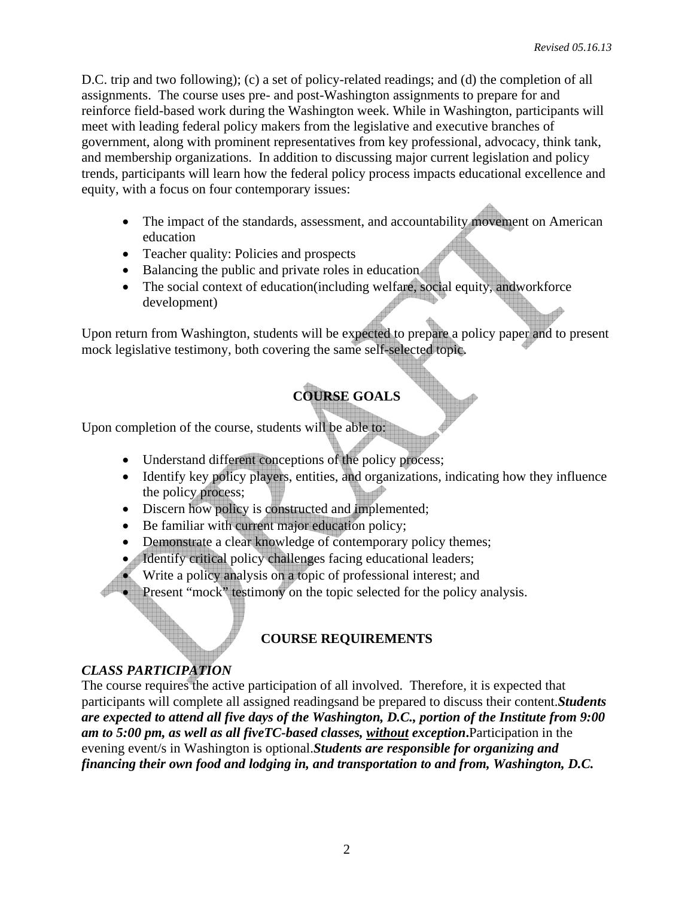D.C. trip and two following); (c) a set of policy-related readings; and (d) the completion of all assignments. The course uses pre- and post-Washington assignments to prepare for and reinforce field-based work during the Washington week. While in Washington, participants will meet with leading federal policy makers from the legislative and executive branches of government, along with prominent representatives from key professional, advocacy, think tank, and membership organizations. In addition to discussing major current legislation and policy trends, participants will learn how the federal policy process impacts educational excellence and equity, with a focus on four contemporary issues:

- The impact of the standards, assessment, and accountability movement on American education
- Teacher quality: Policies and prospects
- Balancing the public and private roles in education
- The social context of education(including welfare, social equity, andworkforce development)

Upon return from Washington, students will be expected to prepare a policy paper and to present mock legislative testimony, both covering the same self-selected topic.

## COURSE GOALS

Upon completion of the course, students will be able to:

- Understand different conceptions of the policy process;
- Identify key policy players, entities, and organizations, indicating how they influence the policy process;
- Discern how policy is constructed and implemented;
- Be familiar with current major education policy;
- Demonstrate a clear knowledge of contemporary policy themes;
- Identify critical policy challenges facing educational leaders;
- Write a policy analysis on a topic of professional interest; and
- Present "mock" testimony on the topic selected for the policy analysis.

## COURSE REQUIREMENTS

### *CLASS PARTICIPATION*

The course requires the active participation of all involved. Therefore, it is expected that participants will complete all assigned readingsand be prepared to discuss their content.***Students are expected to attend all five days of the Washington, D.C., portion of the Institute from 9:00 am to 5:00 pm, as well as all fiveTC-based classes, <u>without</u> exception*.**Participation in the evening event/s in Washington is optional.***Students are responsible for organizing and financing their own food and lodging in, and transportation to and from, Washington, D.C.***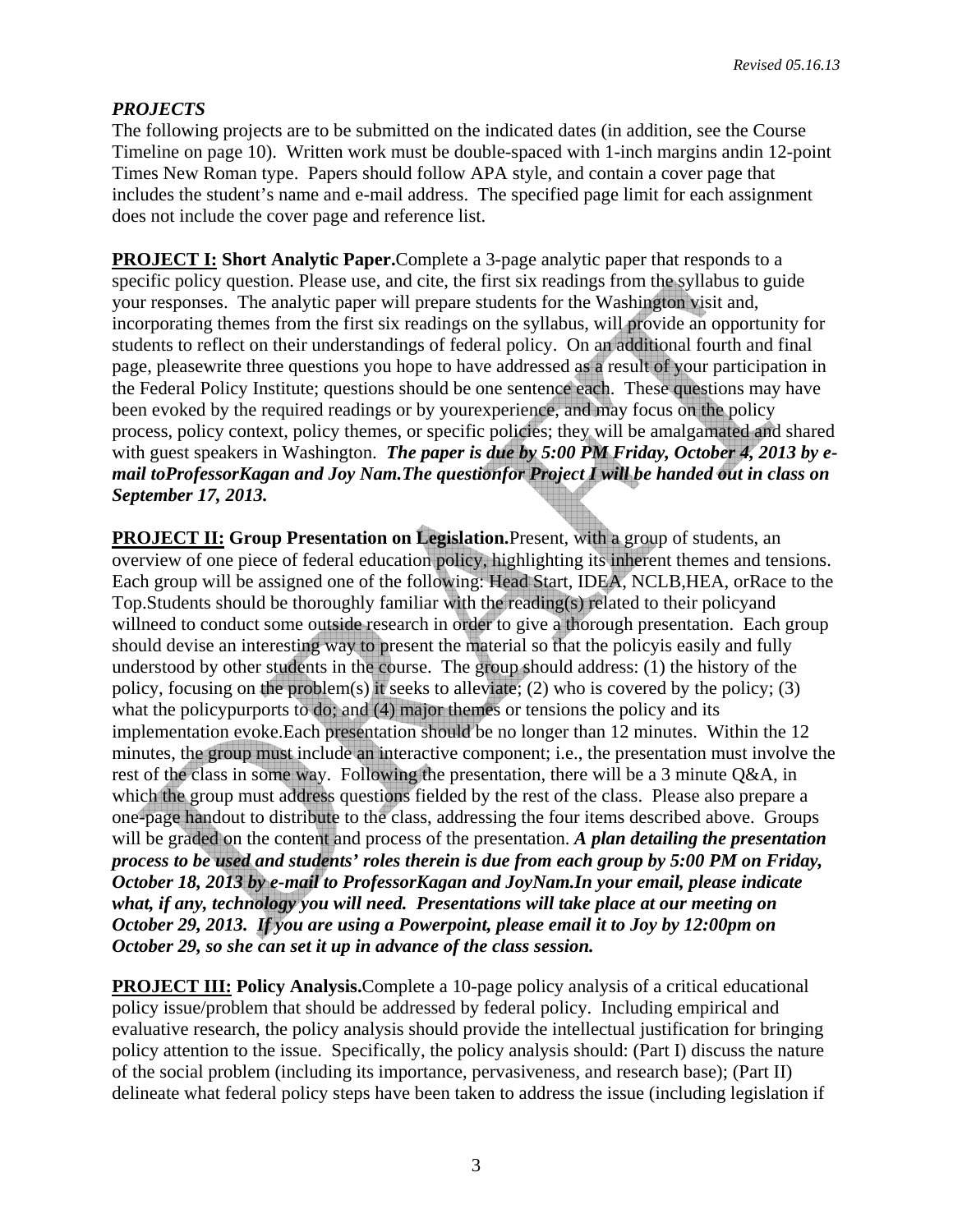## *PROJECTS*

The following projects are to be submitted on the indicated dates (in addition, see the Course Timeline on page 10). Written work must be double-spaced with 1-inch margins andin 12-point Times New Roman type. Papers should follow APA style, and contain a cover page that includes the student's name and e-mail address. The specified page limit for each assignment does not include the cover page and reference list.

**PROJECT I: Short Analytic Paper.**Complete a 3-page analytic paper that responds to a specific policy question. Please use, and cite, the first six readings from the syllabus to guide your responses. The analytic paper will prepare students for the Washington visit and, incorporating themes from the first six readings on the syllabus, will provide an opportunity for students to reflect on their understandings of federal policy. On an additional fourth and final page, pleasewrite three questions you hope to have addressed as a result of your participation in the Federal Policy Institute; questions should be one sentence each. These questions may have been evoked by the required readings or by yourexperience, and may focus on the policy process, policy context, policy themes, or specific policies; they will be amalgamated and shared with guest speakers in Washington. ***The paper is due by 5:00 PM Friday, October 4, 2013 by e-mail toProfessorKagan and Joy Nam.The questionfor Project I will be handed out in class on September 17, 2013.***

**PROJECT II: Group Presentation on Legislation.**Present, with a group of students, an overview of one piece of federal education policy, highlighting its inherent themes and tensions. Each group will be assigned one of the following: Head Start, IDEA, NCLB,HEA, orRace to the Top.Students should be thoroughly familiar with the reading(s) related to their policyand willneed to conduct some outside research in order to give a thorough presentation. Each group should devise an interesting way to present the material so that the policyis easily and fully understood by other students in the course. The group should address: (1) the history of the policy, focusing on the problem(s) it seeks to alleviate; (2) who is covered by the policy; (3) what the policypurports to do; and (4) major themes or tensions the policy and its implementation evoke.Each presentation should be no longer than 12 minutes. Within the 12 minutes, the group must include an interactive component; i.e., the presentation must involve the rest of the class in some way. Following the presentation, there will be a 3 minute Q&A, in which the group must address questions fielded by the rest of the class. Please also prepare a one-page handout to distribute to the class, addressing the four items described above. Groups will be graded on the content and process of the presentation. ***A plan detailing the presentation process to be used and students' roles therein is due from each group by 5:00 PM on Friday, October 18, 2013 by e-mail to ProfessorKagan and JoyNam.In your email, please indicate what, if any, technology you will need. Presentations will take place at our meeting on October 29, 2013. If you are using a Powerpoint, please email it to Joy by 12:00pm on October 29, so she can set it up in advance of the class session.***

**PROJECT III: Policy Analysis.**Complete a 10-page policy analysis of a critical educational policy issue/problem that should be addressed by federal policy. Including empirical and evaluative research, the policy analysis should provide the intellectual justification for bringing policy attention to the issue. Specifically, the policy analysis should: (Part I) discuss the nature of the social problem (including its importance, pervasiveness, and research base); (Part II) delineate what federal policy steps have been taken to address the issue (including legislation if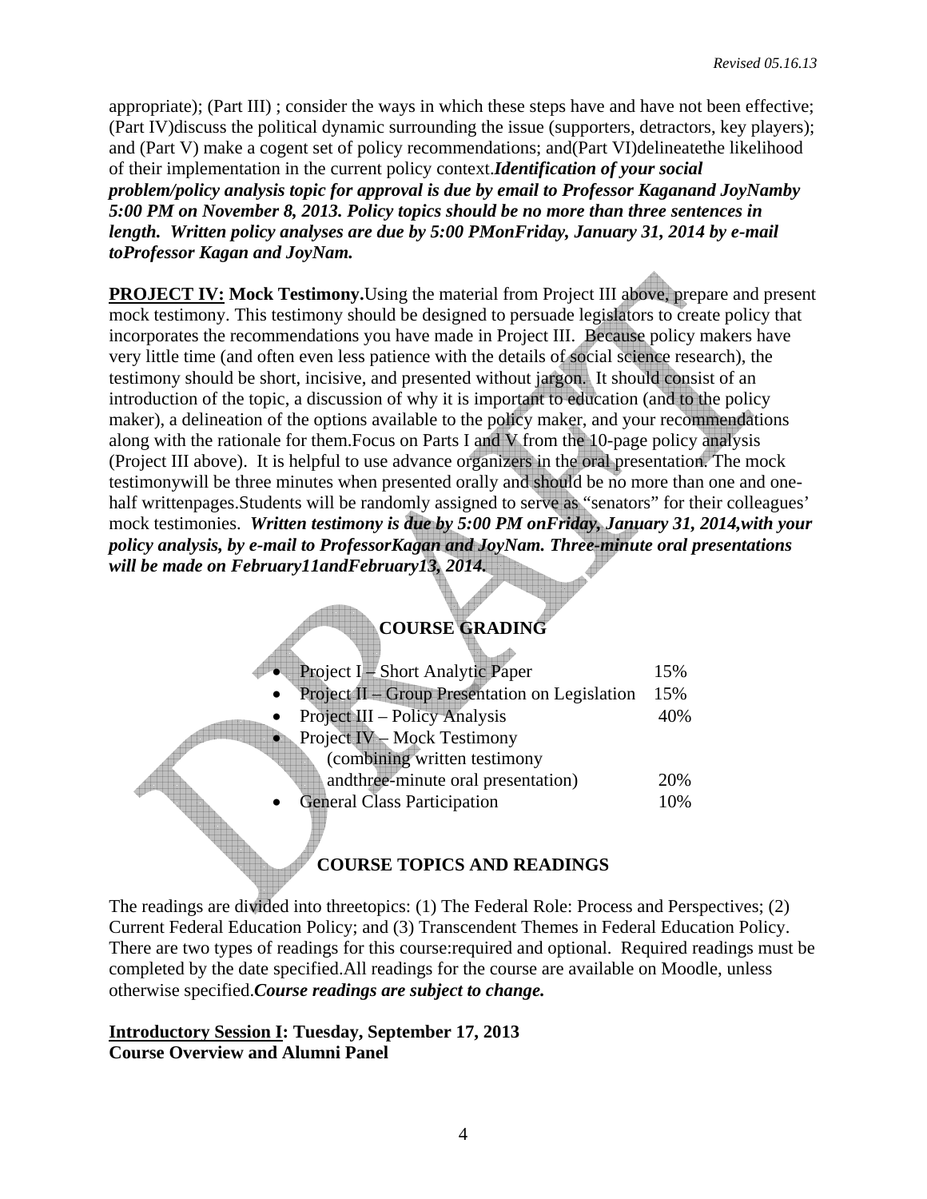appropriate); (Part III) ; consider the ways in which these steps have and have not been effective; (Part IV)discuss the political dynamic surrounding the issue (supporters, detractors, key players); and (Part V) make a cogent set of policy recommendations; and(Part VI)delineatethe likelihood of their implementation in the current policy context.***Identification of your social problem/policy analysis topic for approval is due by email to Professor Kaganand JoyNamby 5:00 PM on November 8, 2013. Policy topics should be no more than three sentences in length. Written policy analyses are due by 5:00 PMonFriday, January 31, 2014 by e-mail toProfessor Kagan and JoyNam.***

**<u>PROJECT IV:</u> Mock Testimony.**Using the material from Project III above, prepare and present mock testimony. This testimony should be designed to persuade legislators to create policy that incorporates the recommendations you have made in Project III. Because policy makers have very little time (and often even less patience with the details of social science research), the testimony should be short, incisive, and presented without jargon. It should consist of an introduction of the topic, a discussion of why it is important to education (and to the policy maker), a delineation of the options available to the policy maker, and your recommendations along with the rationale for them.Focus on Parts I and V from the 10-page policy analysis (Project III above). It is helpful to use advance organizers in the oral presentation. The mock testimonywill be three minutes when presented orally and should be no more than one and one-half writtenpages.Students will be randomly assigned to serve as "senators" for their colleagues' mock testimonies. ***Written testimony is due by 5:00 PM onFriday, January 31, 2014,with your policy analysis, by e-mail to ProfessorKagan and JoyNam. Three-minute oral presentations will be made on February11andFebruary13, 2014.***

## COURSE GRADING

- Project I – Short Analytic Paper 15%
- Project II – Group Presentation on Legislation 15%
- Project III – Policy Analysis 40%
- Project IV – Mock Testimony (combining written testimony andthree-minute oral presentation) 20%
- General Class Participation 10%

## COURSE TOPICS AND READINGS

The readings are divided into threetopics: (1) The Federal Role: Process and Perspectives; (2) Current Federal Education Policy; and (3) Transcendent Themes in Federal Education Policy. There are two types of readings for this course:required and optional. Required readings must be completed by the date specified.All readings for the course are available on Moodle, unless otherwise specified.***Course readings are subject to change.***

**<u>Introductory Session I</u>: Tuesday, September 17, 2013**
**Course Overview and Alumni Panel**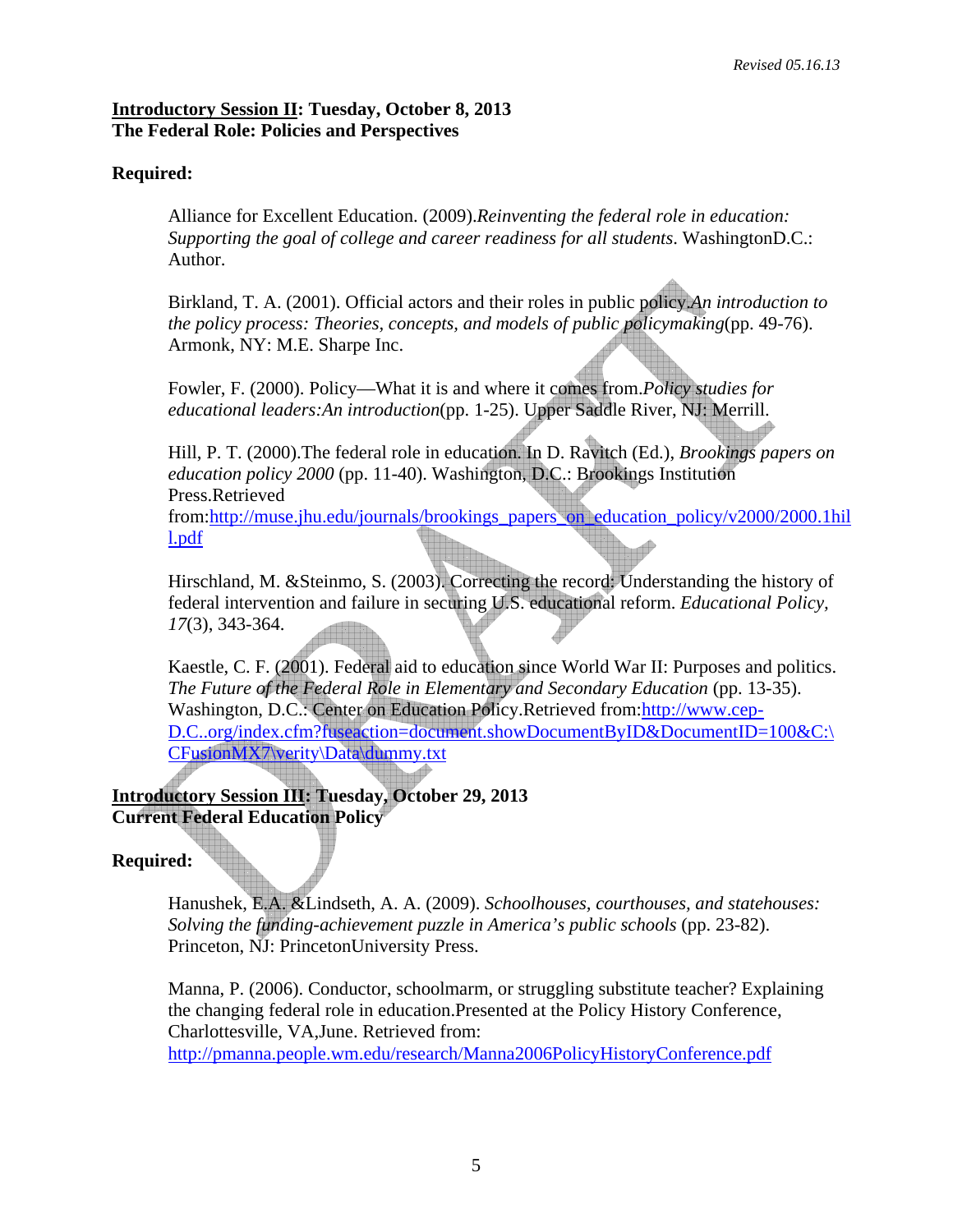**Introductory Session II: Tuesday, October 8, 2013**
**The Federal Role: Policies and Perspectives**

**Required:**

Alliance for Excellent Education. (2009).*Reinventing the federal role in education: Supporting the goal of college and career readiness for all students*. WashingtonD.C.: Author.

Birkland, T. A. (2001). Official actors and their roles in public policy.*An introduction to the policy process: Theories, concepts, and models of public policymaking*(pp. 49-76). Armonk, NY: M.E. Sharpe Inc.

Fowler, F. (2000). Policy—What it is and where it comes from.*Policy studies for educational leaders:An introduction*(pp. 1-25). Upper Saddle River, NJ: Merrill.

Hill, P. T. (2000).The federal role in education. In D. Ravitch (Ed.), *Brookings papers on education policy 2000* (pp. 11-40). Washington, D.C.: Brookings Institution Press.Retrieved from:http://muse.jhu.edu/journals/brookings_papers_on_education_policy/v2000/2000.1hill.pdf

Hirschland, M. &Steinmo, S. (2003). Correcting the record: Understanding the history of federal intervention and failure in securing U.S. educational reform. *Educational Policy, 17*(3), 343-364.

Kaestle, C. F. (2001). Federal aid to education since World War II: Purposes and politics. *The Future of the Federal Role in Elementary and Secondary Education* (pp. 13-35). Washington, D.C.: Center on Education Policy.Retrieved from:http://www.cep-D.C..org/index.cfm?fuseaction=document.showDocumentByID&DocumentID=100&C:\CFusionMX7\verity\Data\dummy.txt

**Introductory Session III: Tuesday, October 29, 2013**
**Current Federal Education Policy**

**Required:**

Hanushek, E.A. &Lindseth, A. A. (2009). *Schoolhouses, courthouses, and statehouses: Solving the funding-achievement puzzle in America's public schools* (pp. 23-82). Princeton, NJ: PrincetonUniversity Press.

Manna, P. (2006). Conductor, schoolmarm, or struggling substitute teacher? Explaining the changing federal role in education.Presented at the Policy History Conference, Charlottesville, VA,June. Retrieved from: http://pmanna.people.wm.edu/research/Manna2006PolicyHistoryConference.pdf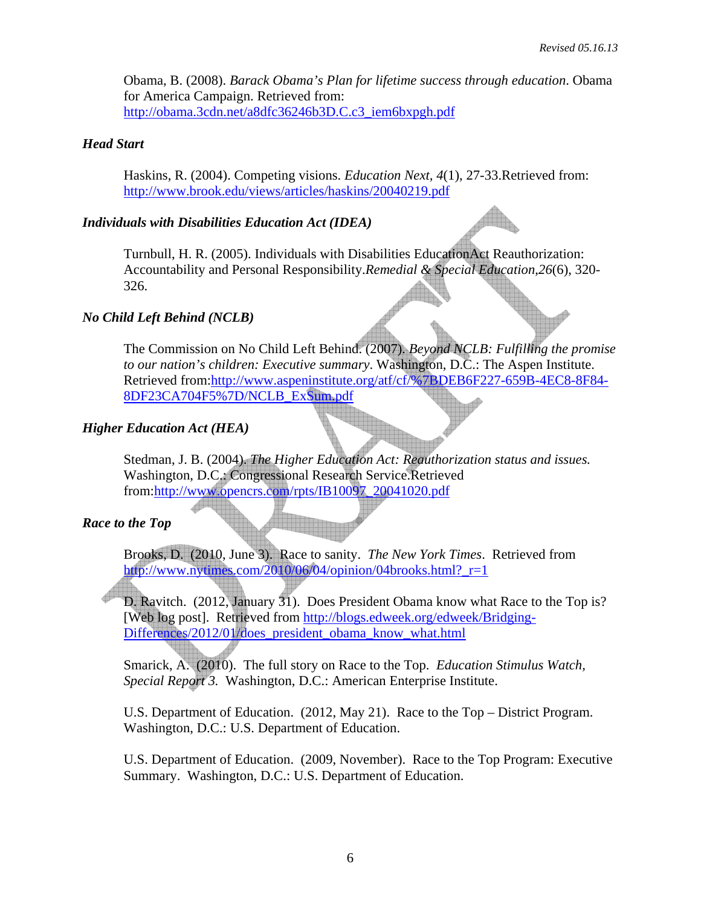Obama, B. (2008). *Barack Obama's Plan for lifetime success through education*. Obama for America Campaign. Retrieved from: http://obama.3cdn.net/a8dfc36246b3D.C.c3_iem6bxpgh.pdf

### *Head Start*

Haskins, R. (2004). Competing visions. *Education Next*, *4*(1), 27-33.Retrieved from: http://www.brook.edu/views/articles/haskins/20040219.pdf

### *Individuals with Disabilities Education Act (IDEA)*

Turnbull, H. R. (2005). Individuals with Disabilities EducationAct Reauthorization: Accountability and Personal Responsibility.*Remedial & Special Education*,*26*(6), 320-326.

### *No Child Left Behind (NCLB)*

The Commission on No Child Left Behind. (2007). *Beyond NCLB: Fulfilling the promise to our nation's children: Executive summary*. Washington, D.C.: The Aspen Institute. Retrieved from:http://www.aspeninstitute.org/atf/cf/%7BDEB6F227-659B-4EC8-8F84-8DF23CA704F5%7D/NCLB_ExSum.pdf

### *Higher Education Act (HEA)*

Stedman, J. B. (2004). *The Higher Education Act: Reauthorization status and issues.* Washington, D.C.: Congressional Research Service.Retrieved from:http://www.opencrs.com/rpts/IB10097_20041020.pdf

### *Race to the Top*

Brooks, D. (2010, June 3). Race to sanity. *The New York Times*. Retrieved from http://www.nytimes.com/2010/06/04/opinion/04brooks.html?_r=1

D. Ravitch. (2012, January 31). Does President Obama know what Race to the Top is? [Web log post]. Retrieved from http://blogs.edweek.org/edweek/Bridging-Differences/2012/01/does_president_obama_know_what.html

Smarick, A. (2010). The full story on Race to the Top. *Education Stimulus Watch*, *Special Report 3.* Washington, D.C.: American Enterprise Institute.

U.S. Department of Education. (2012, May 21). Race to the Top – District Program. Washington, D.C.: U.S. Department of Education.

U.S. Department of Education. (2009, November). Race to the Top Program: Executive Summary. Washington, D.C.: U.S. Department of Education.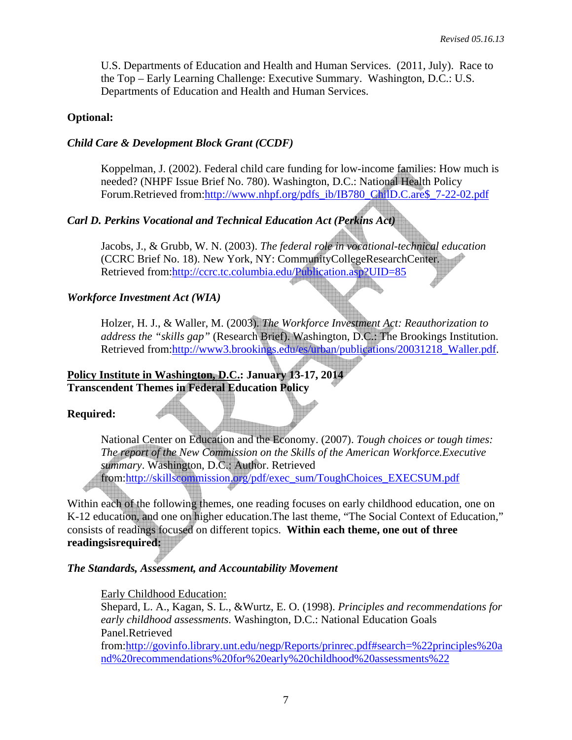U.S. Departments of Education and Health and Human Services. (2011, July). Race to the Top – Early Learning Challenge: Executive Summary. Washington, D.C.: U.S. Departments of Education and Health and Human Services.

**Optional:**

***Child Care & Development Block Grant (CCDF)***

Koppelman, J. (2002). Federal child care funding for low-income families: How much is needed? (NHPF Issue Brief No. 780). Washington, D.C.: National Health Policy Forum.Retrieved from:http://www.nhpf.org/pdfs_ib/IB780_ChilD.C.are$_7-22-02.pdf

***Carl D. Perkins Vocational and Technical Education Act (Perkins Act)***

Jacobs, J., & Grubb, W. N. (2003). *The federal role in vocational-technical education* (CCRC Brief No. 18). New York, NY: CommunityCollegeResearchCenter. Retrieved from:http://ccrc.tc.columbia.edu/Publication.asp?UID=85

***Workforce Investment Act (WIA)***

Holzer, H. J., & Waller, M. (2003). *The Workforce Investment Act: Reauthorization to address the "skills gap"* (Research Brief). Washington, D.C.: The Brookings Institution. Retrieved from:http://www3.brookings.edu/es/urban/publications/20031218_Waller.pdf.

**Policy Institute in Washington, D.C.: January 13-17, 2014**
**Transcendent Themes in Federal Education Policy**

**Required:**

National Center on Education and the Economy. (2007). *Tough choices or tough times: The report of the New Commission on the Skills of the American Workforce.Executive summary*. Washington, D.C.: Author. Retrieved from:http://skillscommission.org/pdf/exec_sum/ToughChoices_EXECSUM.pdf

Within each of the following themes, one reading focuses on early childhood education, one on K-12 education, and one on higher education.The last theme, "The Social Context of Education," consists of readings focused on different topics. **Within each theme, one out of three readingsisrequired:**

***The Standards, Assessment, and Accountability Movement***

Early Childhood Education:
Shepard, L. A., Kagan, S. L., &Wurtz, E. O. (1998). *Principles and recommendations for early childhood assessments*. Washington, D.C.: National Education Goals Panel.Retrieved from:http://govinfo.library.unt.edu/negp/Reports/prinrec.pdf#search=%22principles%20and%20recommendations%20for%20early%20childhood%20assessments%22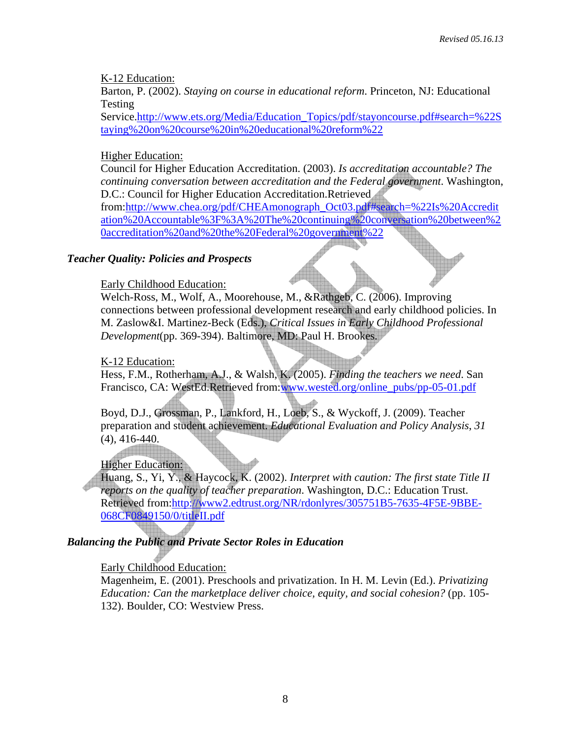K-12 Education:
Barton, P. (2002). *Staying on course in educational reform*. Princeton, NJ: Educational Testing Service.http://www.ets.org/Media/Education_Topics/pdf/stayoncourse.pdf#search=%22Staying%20on%20course%20in%20educational%20reform%22

Higher Education:
Council for Higher Education Accreditation. (2003). *Is accreditation accountable? The continuing conversation between accreditation and the Federal government*. Washington, D.C.: Council for Higher Education Accreditation.Retrieved from:http://www.chea.org/pdf/CHEAmonograph_Oct03.pdf#search=%22Is%20Accreditation%20Accountable%3F%3A%20The%20continuing%20conversation%20between%20accreditation%20and%20the%20Federal%20government%22

### *Teacher Quality: Policies and Prospects*

Early Childhood Education:
Welch-Ross, M., Wolf, A., Moorehouse, M., &Rathgeb, C. (2006). Improving connections between professional development research and early childhood policies. In M. Zaslow&I. Martinez-Beck (Eds.), *Critical Issues in Early Childhood Professional Development*(pp. 369-394). Baltimore, MD: Paul H. Brookes.

K-12 Education:
Hess, F.M., Rotherham, A.J., & Walsh, K. (2005). *Finding the teachers we need*. San Francisco, CA: WestEd.Retrieved from:www.wested.org/online_pubs/pp-05-01.pdf

Boyd, D.J., Grossman, P., Lankford, H., Loeb, S., & Wyckoff, J. (2009). Teacher preparation and student achievement. *Educational Evaluation and Policy Analysis*, *31* (4), 416-440.

Higher Education:
Huang, S., Yi, Y., & Haycock, K. (2002). *Interpret with caution: The first state Title II reports on the quality of teacher preparation*. Washington, D.C.: Education Trust. Retrieved from:http://www2.edtrust.org/NR/rdonlyres/305751B5-7635-4F5E-9BBE-068CF0849150/0/titleII.pdf

### *Balancing the Public and Private Sector Roles in Education*

Early Childhood Education:
Magenheim, E. (2001). Preschools and privatization. In H. M. Levin (Ed.). *Privatizing Education: Can the marketplace deliver choice, equity, and social cohesion?* (pp. 105-132). Boulder, CO: Westview Press.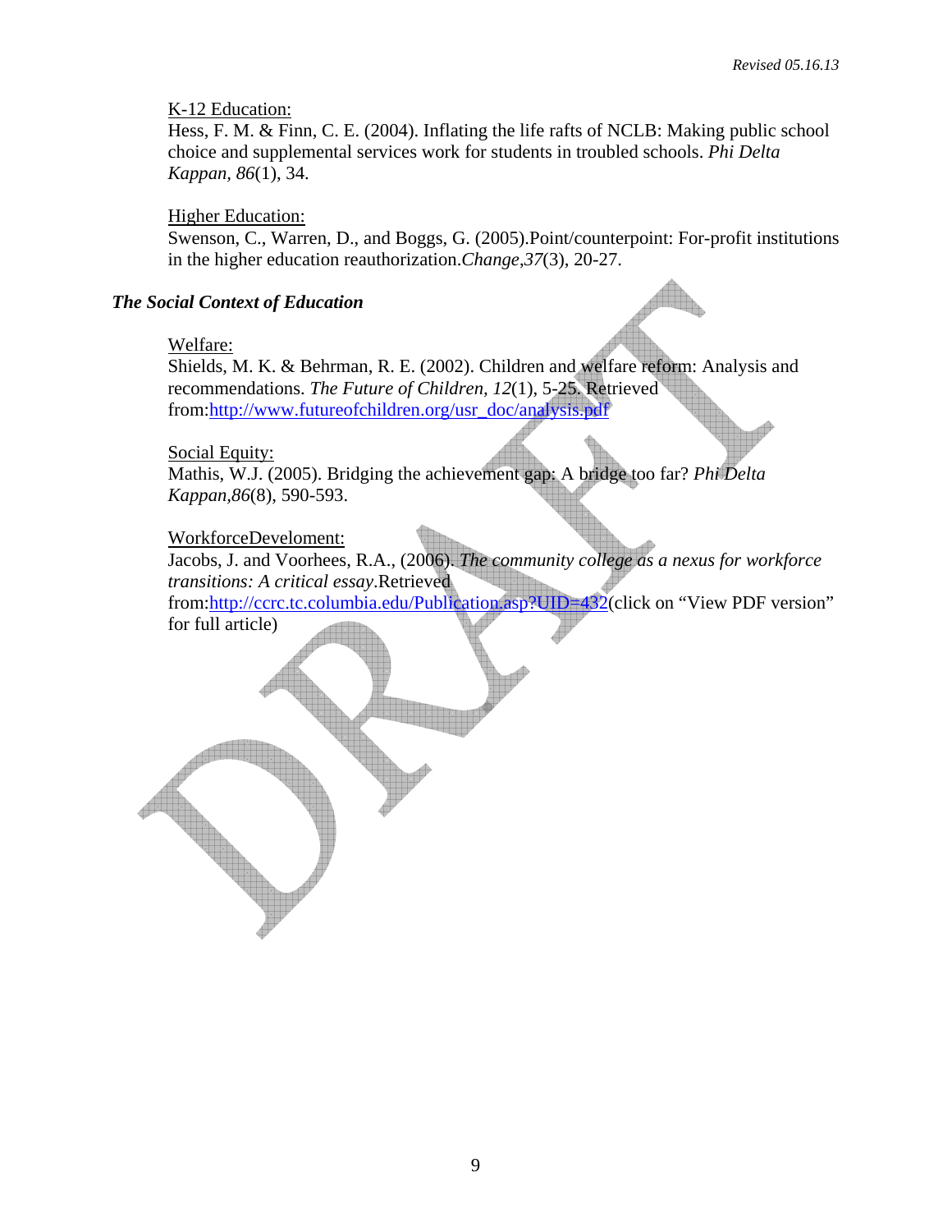K-12 Education:
Hess, F. M. & Finn, C. E. (2004). Inflating the life rafts of NCLB: Making public school choice and supplemental services work for students in troubled schools. *Phi Delta Kappan, 86*(1), 34.

Higher Education:
Swenson, C., Warren, D., and Boggs, G. (2005).Point/counterpoint: For-profit institutions in the higher education reauthorization.*Change*,*37*(3), 20-27.

### *The Social Context of Education*

Welfare:
Shields, M. K. & Behrman, R. E. (2002). Children and welfare reform: Analysis and recommendations. *The Future of Children, 12*(1), 5-25. Retrieved from:http://www.futureofchildren.org/usr_doc/analysis.pdf

Social Equity:
Mathis, W.J. (2005). Bridging the achievement gap: A bridge too far? *Phi Delta Kappan,86*(8), 590-593.

WorkforceDevelopment:
Jacobs, J. and Voorhees, R.A., (2006). *The community college as a nexus for workforce transitions: A critical essay*.Retrieved from:http://ccrc.tc.columbia.edu/Publication.asp?UID=432(click on "View PDF version" for full article)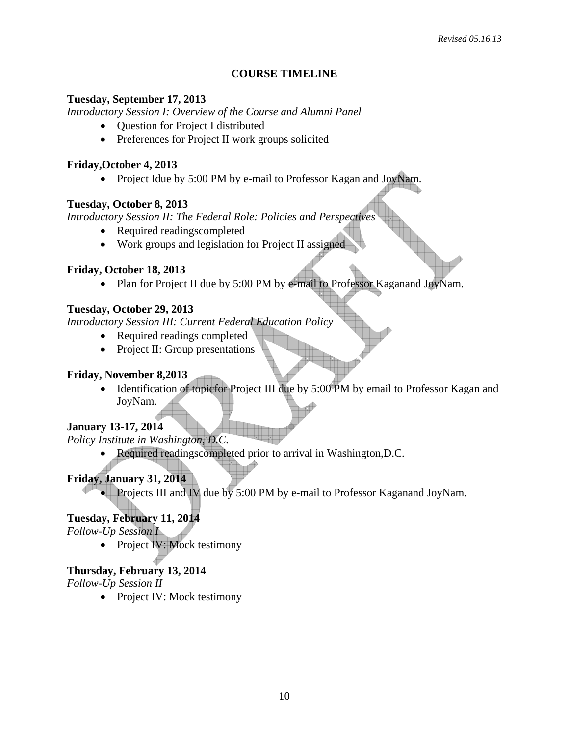*Revised 05.16.13*

# COURSE TIMELINE

**Tuesday, September 17, 2013**
*Introductory Session I: Overview of the Course and Alumni Panel*

- Question for Project I distributed
- Preferences for Project II work groups solicited

**Friday,October 4, 2013**

- Project Idue by 5:00 PM by e-mail to Professor Kagan and JoyNam.

**Tuesday, October 8, 2013**
*Introductory Session II: The Federal Role: Policies and Perspectives*

- Required readingscompleted
- Work groups and legislation for Project II assigned

**Friday, October 18, 2013**

- Plan for Project II due by 5:00 PM by e-mail to Professor Kaganand JoyNam.

**Tuesday, October 29, 2013**
*Introductory Session III: Current Federal Education Policy*

- Required readings completed
- Project II: Group presentations

**Friday, November 8,2013**

- Identification of topicfor Project III due by 5:00 PM by email to Professor Kagan and JoyNam.

**January 13-17, 2014**
*Policy Institute in Washington, D.C.*

- Required readingscompleted prior to arrival in Washington,D.C.

**Friday, January 31, 2014**

- Projects III and IV due by 5:00 PM by e-mail to Professor Kaganand JoyNam.

**Tuesday, February 11, 2014**
*Follow-Up Session I*

- Project IV: Mock testimony

**Thursday, February 13, 2014**
*Follow-Up Session II*

- Project IV: Mock testimony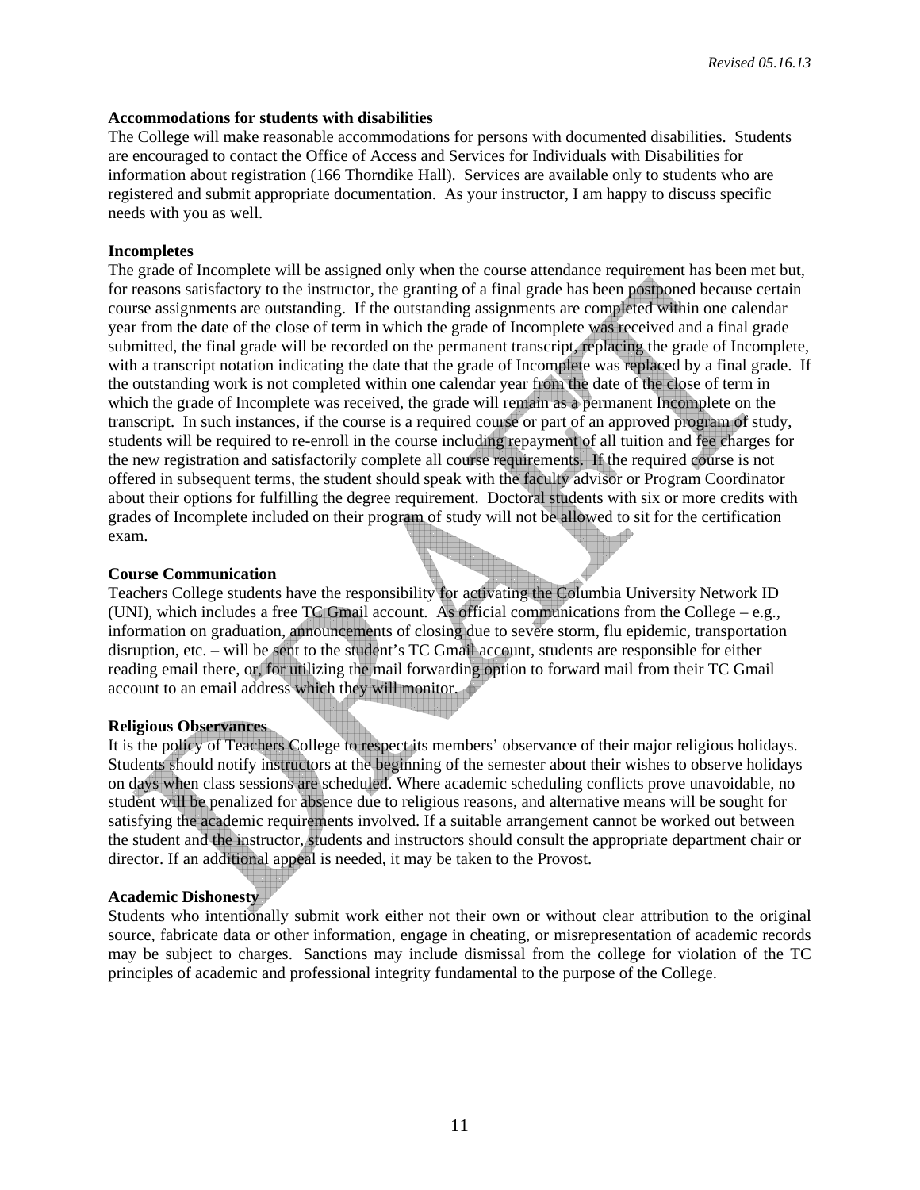*Revised 05.16.13*

**Accommodations for students with disabilities**

The College will make reasonable accommodations for persons with documented disabilities. Students are encouraged to contact the Office of Access and Services for Individuals with Disabilities for information about registration (166 Thorndike Hall). Services are available only to students who are registered and submit appropriate documentation. As your instructor, I am happy to discuss specific needs with you as well.

**Incompletes**

The grade of Incomplete will be assigned only when the course attendance requirement has been met but, for reasons satisfactory to the instructor, the granting of a final grade has been postponed because certain course assignments are outstanding. If the outstanding assignments are completed within one calendar year from the date of the close of term in which the grade of Incomplete was received and a final grade submitted, the final grade will be recorded on the permanent transcript, replacing the grade of Incomplete, with a transcript notation indicating the date that the grade of Incomplete was replaced by a final grade. If the outstanding work is not completed within one calendar year from the date of the close of term in which the grade of Incomplete was received, the grade will remain as a permanent Incomplete on the transcript. In such instances, if the course is a required course or part of an approved program of study, students will be required to re-enroll in the course including repayment of all tuition and fee charges for the new registration and satisfactorily complete all course requirements. If the required course is not offered in subsequent terms, the student should speak with the faculty advisor or Program Coordinator about their options for fulfilling the degree requirement. Doctoral students with six or more credits with grades of Incomplete included on their program of study will not be allowed to sit for the certification exam.

**Course Communication**

Teachers College students have the responsibility for activating the Columbia University Network ID (UNI), which includes a free TC Gmail account. As official communications from the College – e.g., information on graduation, announcements of closing due to severe storm, flu epidemic, transportation disruption, etc. – will be sent to the student's TC Gmail account, students are responsible for either reading email there, or, for utilizing the mail forwarding option to forward mail from their TC Gmail account to an email address which they will monitor.

**Religious Observances**

It is the policy of Teachers College to respect its members' observance of their major religious holidays. Students should notify instructors at the beginning of the semester about their wishes to observe holidays on days when class sessions are scheduled. Where academic scheduling conflicts prove unavoidable, no student will be penalized for absence due to religious reasons, and alternative means will be sought for satisfying the academic requirements involved. If a suitable arrangement cannot be worked out between the student and the instructor, students and instructors should consult the appropriate department chair or director. If an additional appeal is needed, it may be taken to the Provost.

**Academic Dishonesty**

Students who intentionally submit work either not their own or without clear attribution to the original source, fabricate data or other information, engage in cheating, or misrepresentation of academic records may be subject to charges. Sanctions may include dismissal from the college for violation of the TC principles of academic and professional integrity fundamental to the purpose of the College.